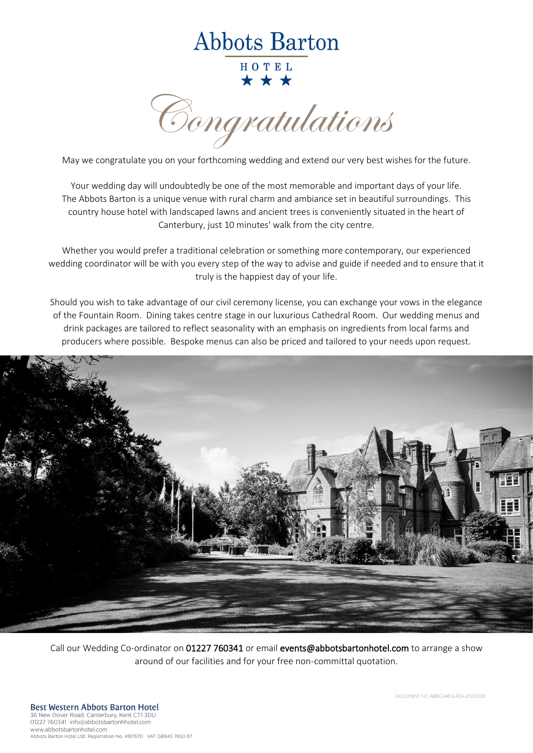# Abbots Barton

HOTEL

★ ★ ★

## Congratulations

May we congratulate you on your forthcoming wedding and extend our very best wishes for the future.

Your wedding day will undoubtedly be one of the most memorable and important days of your life. The Abbots Barton is a unique venue with rural charm and ambiance set in beautiful surroundings. This country house hotel with landscaped lawns and ancient trees is conveniently situated in the heart of Canterbury, just 10 minutes' walk from the city centre.

Whether you would prefer a traditional celebration or something more contemporary, our experienced wedding coordinator will be with you every step of the way to advise and guide if needed and to ensure that it truly is the happiest day of your life.

Should you wish to take advantage of our civil ceremony license, you can exchange your vows in the elegance of the Fountain Room. Dining takes centre stage in our luxurious Cathedral Room. Our wedding menus and drink packages are tailored to reflect seasonality with an emphasis on ingredients from local farms and producers where possible. Bespoke menus can also be priced and tailored to your needs upon request.

Call our Wedding Co-ordinator on 01227 760341 or email events@abbotsbartonhotel.com to arrange a show around of our facilities and for your free non-committal quotation.

DOCUMENT NO: ABBO-WDG-PCK-20220128

**Best Western Abbots Barton Hotel**
36 New Dover Road, Canterbury, Kent CT1 3DU
01227 760341 info@abbotsbartonhhotel.com
www.abbotsbartonhotel.com
Abbots Barton Hotel Ltd. Registration No. 4187670 VAT GB945 7650 87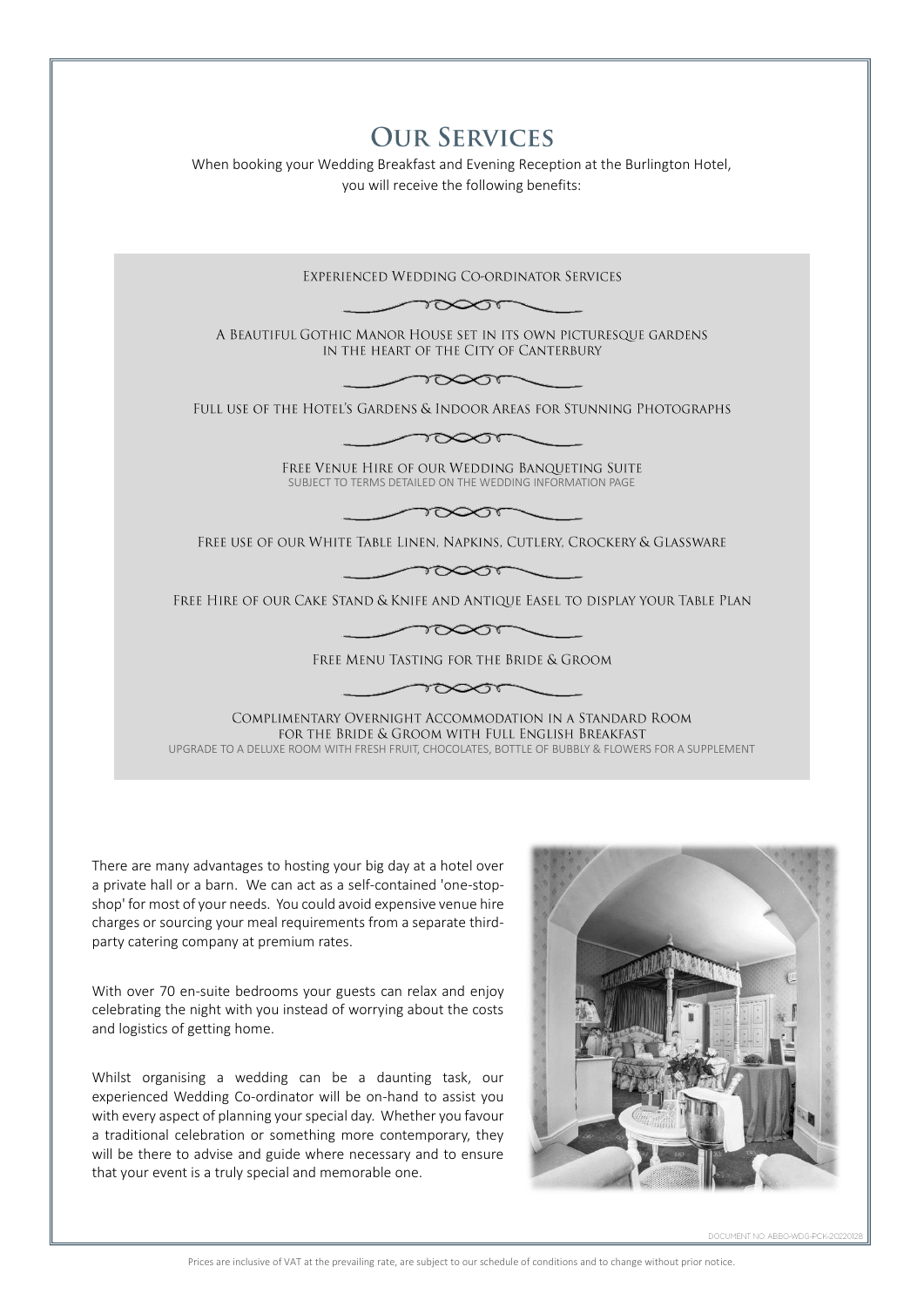# Our Services

When booking your Wedding Breakfast and Evening Reception at the Burlington Hotel, you will receive the following benefits:

Experienced Wedding Co-ordinator Services

A Beautiful Gothic Manor House set in its own picturesque gardens in the heart of the City of Canterbury

Full use of the Hotel's Gardens & Indoor Areas for Stunning Photographs

Free Venue Hire of our Wedding Banqueting Suite
SUBJECT TO TERMS DETAILED ON THE WEDDING INFORMATION PAGE

Free use of our White Table Linen, Napkins, Cutlery, Crockery & Glassware

Free Hire of our Cake Stand & Knife and Antique Easel to display your Table Plan

Free Menu Tasting for the Bride & Groom

Complimentary Overnight Accommodation in a Standard Room for the Bride & Groom with Full English Breakfast
UPGRADE TO A DELUXE ROOM WITH FRESH FRUIT, CHOCOLATES, BOTTLE OF BUBBLY & FLOWERS FOR A SUPPLEMENT

There are many advantages to hosting your big day at a hotel over a private hall or a barn. We can act as a self-contained 'one-stop-shop' for most of your needs. You could avoid expensive venue hire charges or sourcing your meal requirements from a separate third-party catering company at premium rates.

With over 70 en-suite bedrooms your guests can relax and enjoy celebrating the night with you instead of worrying about the costs and logistics of getting home.

Whilst organising a wedding can be a daunting task, our experienced Wedding Co-ordinator will be on-hand to assist you with every aspect of planning your special day. Whether you favour a traditional celebration or something more contemporary, they will be there to advise and guide where necessary and to ensure that your event is a truly special and memorable one.

DOCUMENT NO: ABBO-WDG-PCK-20220128

Prices are inclusive of VAT at the prevailing rate, are subject to our schedule of conditions and to change without prior notice.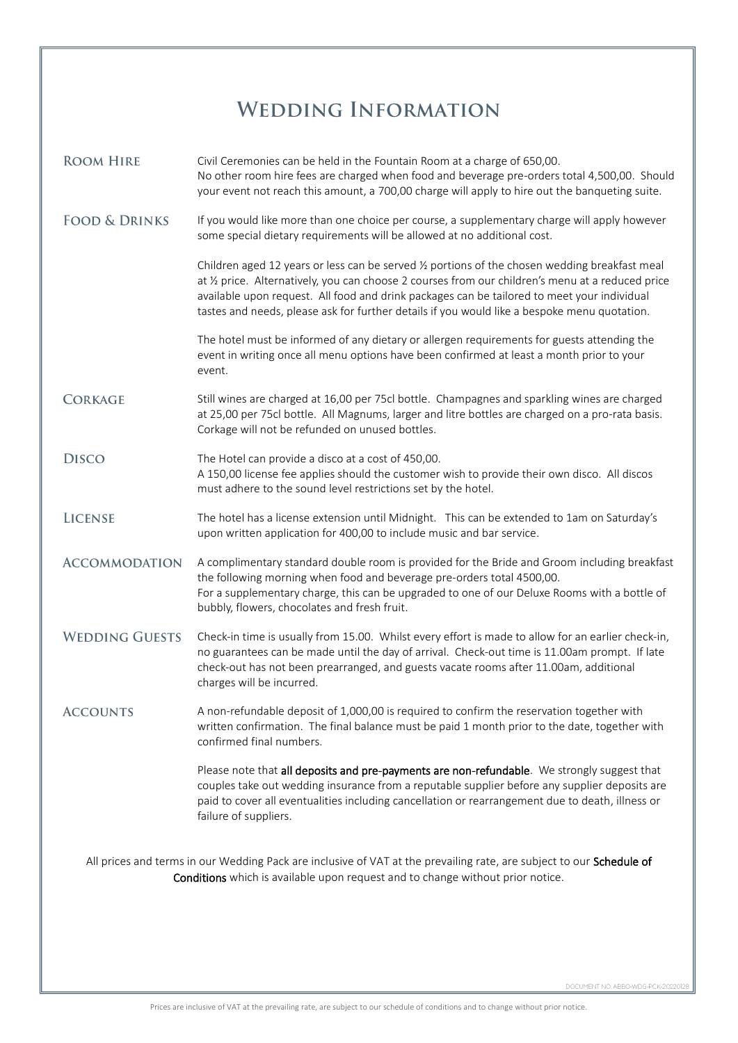# Wedding Information

## Room Hire

Civil Ceremonies can be held in the Fountain Room at a charge of 650,00.
No other room hire fees are charged when food and beverage pre-orders total 4,500,00. Should your event not reach this amount, a 700,00 charge will apply to hire out the banqueting suite.

## Food & Drinks

If you would like more than one choice per course, a supplementary charge will apply however some special dietary requirements will be allowed at no additional cost.

Children aged 12 years or less can be served ½ portions of the chosen wedding breakfast meal at ½ price. Alternatively, you can choose 2 courses from our children's menu at a reduced price available upon request. All food and drink packages can be tailored to meet your individual tastes and needs, please ask for further details if you would like a bespoke menu quotation.

The hotel must be informed of any dietary or allergen requirements for guests attending the event in writing once all menu options have been confirmed at least a month prior to your event.

## Corkage

Still wines are charged at 16,00 per 75cl bottle. Champagnes and sparkling wines are charged at 25,00 per 75cl bottle. All Magnums, larger and litre bottles are charged on a pro-rata basis. Corkage will not be refunded on unused bottles.

## Disco

The Hotel can provide a disco at a cost of 450,00.
A 150,00 license fee applies should the customer wish to provide their own disco. All discos must adhere to the sound level restrictions set by the hotel.

## License

The hotel has a license extension until Midnight. This can be extended to 1am on Saturday's upon written application for 400,00 to include music and bar service.

## Accommodation

A complimentary standard double room is provided for the Bride and Groom including breakfast the following morning when food and beverage pre-orders total 4500,00.
For a supplementary charge, this can be upgraded to one of our Deluxe Rooms with a bottle of bubbly, flowers, chocolates and fresh fruit.

## Wedding Guests

Check-in time is usually from 15.00. Whilst every effort is made to allow for an earlier check-in, no guarantees can be made until the day of arrival. Check-out time is 11.00am prompt. If late check-out has not been prearranged, and guests vacate rooms after 11.00am, additional charges will be incurred.

## Accounts

A non-refundable deposit of 1,000,00 is required to confirm the reservation together with written confirmation. The final balance must be paid 1 month prior to the date, together with confirmed final numbers.

Please note that **all deposits and pre-payments are non-refundable**. We strongly suggest that couples take out wedding insurance from a reputable supplier before any supplier deposits are paid to cover all eventualities including cancellation or rearrangement due to death, illness or failure of suppliers.

All prices and terms in our Wedding Pack are inclusive of VAT at the prevailing rate, are subject to our **Schedule of Conditions** which is available upon request and to change without prior notice.

DOCUMENT NO: ABBO-WDG-PCK-20220128